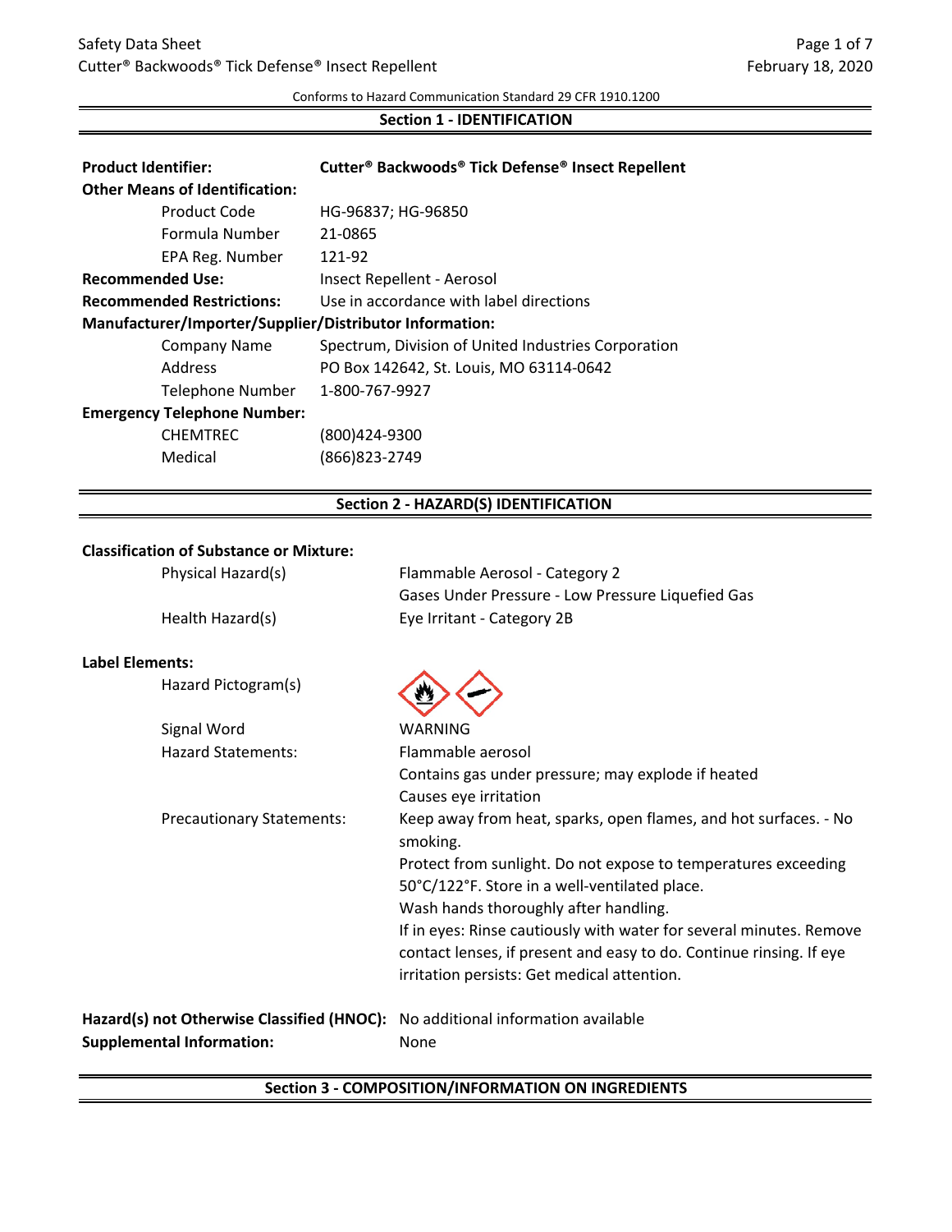Conforms to Hazard Communication Standard 29 CFR 1910.1200

## Section 1 - IDENTIFICATION

| | |
|---|---|
| **Product Identifier:** | **Cutter® Backwoods® Tick Defense® Insect Repellent** |
| **Other Means of Identification:** | |
| Product Code | HG-96837; HG-96850 |
| Formula Number | 21-0865 |
| EPA Reg. Number | 121-92 |
| **Recommended Use:** | Insect Repellent - Aerosol |
| **Recommended Restrictions:** | Use in accordance with label directions |
| **Manufacturer/Importer/Supplier/Distributor Information:** | |
| Company Name | Spectrum, Division of United Industries Corporation |
| Address | PO Box 142642, St. Louis, MO 63114-0642 |
| Telephone Number | 1-800-767-9927 |
| **Emergency Telephone Number:** | |
| CHEMTREC | (800)424-9300 |
| Medical | (866)823-2749 |

## Section 2 - HAZARD(S) IDENTIFICATION

**Classification of Substance or Mixture:**

| | |
|---|---|
| Physical Hazard(s) | Flammable Aerosol - Category 2<br>Gases Under Pressure - Low Pressure Liquefied Gas |
| Health Hazard(s) | Eye Irritant - Category 2B |

**Label Elements:**

| | |
|---|---|
| Hazard Pictogram(s) | |
| Signal Word | WARNING |
| Hazard Statements: | Flammable aerosol<br>Contains gas under pressure; may explode if heated<br>Causes eye irritation |
| Precautionary Statements: | Keep away from heat, sparks, open flames, and hot surfaces. - No smoking.<br>Protect from sunlight. Do not expose to temperatures exceeding 50°C/122°F. Store in a well-ventilated place.<br>Wash hands thoroughly after handling.<br>If in eyes: Rinse cautiously with water for several minutes. Remove contact lenses, if present and easy to do. Continue rinsing. If eye irritation persists: Get medical attention. |

**Hazard(s) not Otherwise Classified (HNOC):** No additional information available

**Supplemental Information:** None

## Section 3 - COMPOSITION/INFORMATION ON INGREDIENTS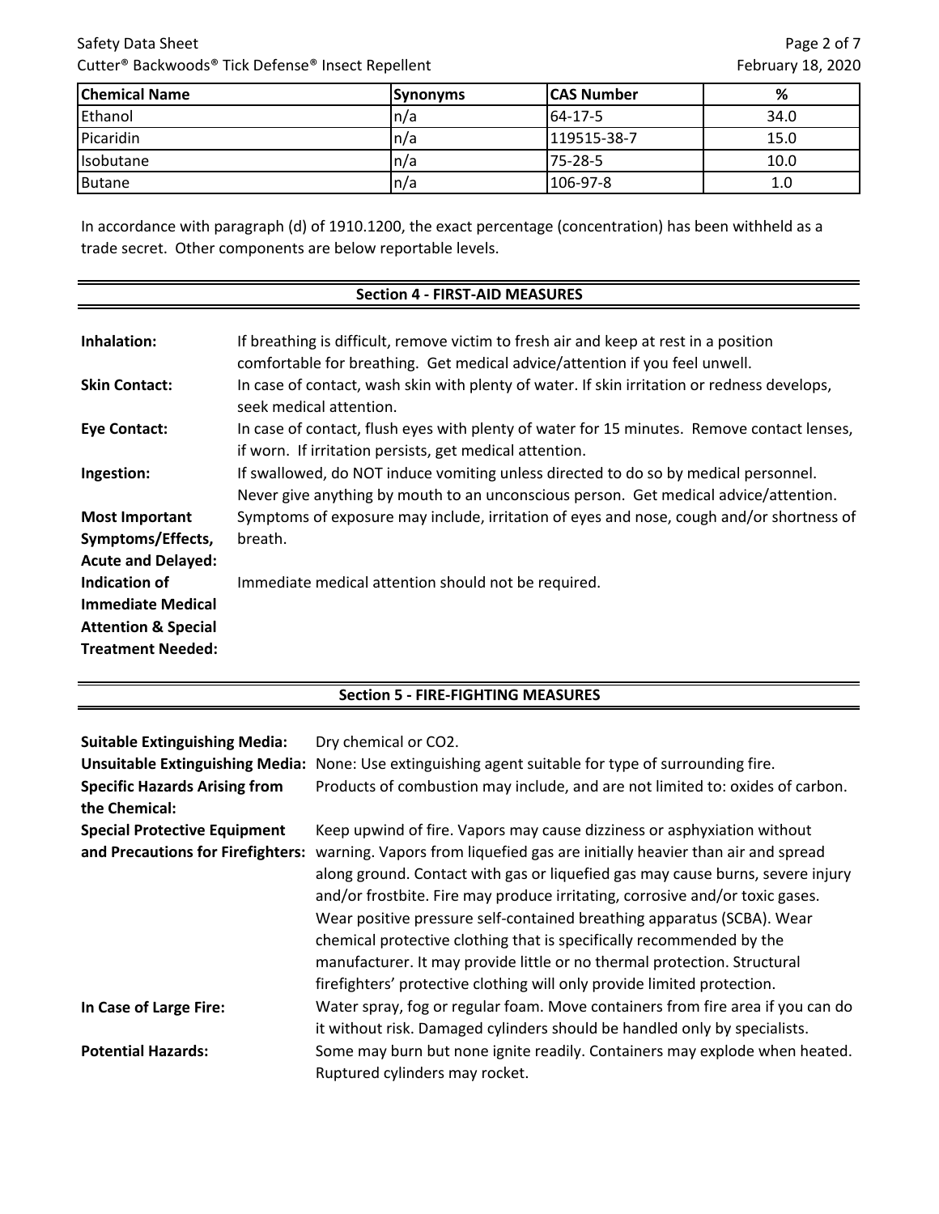| Chemical Name | Synonyms | CAS Number | % |
|---|---|---|---|
| Ethanol | n/a | 64-17-5 | 34.0 |
| Picaridin | n/a | 119515-38-7 | 15.0 |
| Isobutane | n/a | 75-28-5 | 10.0 |
| Butane | n/a | 106-97-8 | 1.0 |

In accordance with paragraph (d) of 1910.1200, the exact percentage (concentration) has been withheld as a trade secret. Other components are below reportable levels.

## Section 4 - FIRST-AID MEASURES

**Inhalation:** If breathing is difficult, remove victim to fresh air and keep at rest in a position comfortable for breathing. Get medical advice/attention if you feel unwell.

**Skin Contact:** In case of contact, wash skin with plenty of water. If skin irritation or redness develops, seek medical attention.

**Eye Contact:** In case of contact, flush eyes with plenty of water for 15 minutes. Remove contact lenses, if worn. If irritation persists, get medical attention.

**Ingestion:** If swallowed, do NOT induce vomiting unless directed to do so by medical personnel. Never give anything by mouth to an unconscious person. Get medical advice/attention.

**Most Important Symptoms/Effects, Acute and Delayed:** Symptoms of exposure may include, irritation of eyes and nose, cough and/or shortness of breath.

**Indication of Immediate Medical Attention & Special Treatment Needed:** Immediate medical attention should not be required.

## Section 5 - FIRE-FIGHTING MEASURES

**Suitable Extinguishing Media:** Dry chemical or $CO_2$.

**Unsuitable Extinguishing Media:** None: Use extinguishing agent suitable for type of surrounding fire.

**Specific Hazards Arising from the Chemical:** Products of combustion may include, and are not limited to: oxides of carbon.

**Special Protective Equipment and Precautions for Firefighters:** Keep upwind of fire. Vapors may cause dizziness or asphyxiation without warning. Vapors from liquefied gas are initially heavier than air and spread along ground. Contact with gas or liquefied gas may cause burns, severe injury and/or frostbite. Fire may produce irritating, corrosive and/or toxic gases. Wear positive pressure self-contained breathing apparatus (SCBA). Wear chemical protective clothing that is specifically recommended by the manufacturer. It may provide little or no thermal protection. Structural firefighters' protective clothing will only provide limited protection.

**In Case of Large Fire:** Water spray, fog or regular foam. Move containers from fire area if you can do it without risk. Damaged cylinders should be handled only by specialists.

**Potential Hazards:** Some may burn but none ignite readily. Containers may explode when heated. Ruptured cylinders may rocket.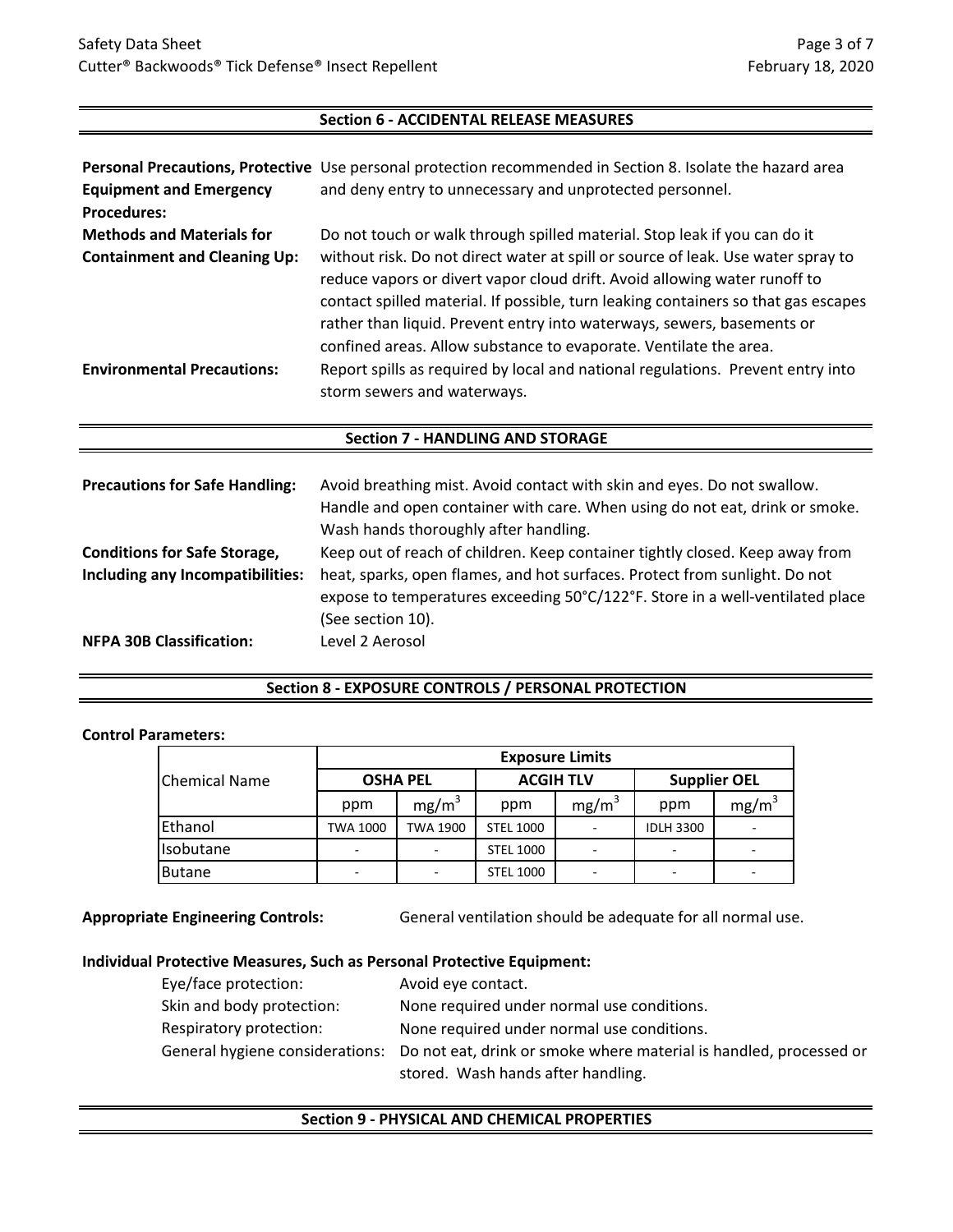## Section 6 - ACCIDENTAL RELEASE MEASURES

**Personal Precautions, Protective Equipment and Emergency Procedures:** Use personal protection recommended in Section 8. Isolate the hazard area and deny entry to unnecessary and unprotected personnel.

**Methods and Materials for Containment and Cleaning Up:** Do not touch or walk through spilled material. Stop leak if you can do it without risk. Do not direct water at spill or source of leak. Use water spray to reduce vapors or divert vapor cloud drift. Avoid allowing water runoff to contact spilled material. If possible, turn leaking containers so that gas escapes rather than liquid. Prevent entry into waterways, sewers, basements or confined areas. Allow substance to evaporate. Ventilate the area.

**Environmental Precautions:** Report spills as required by local and national regulations. Prevent entry into storm sewers and waterways.

## Section 7 - HANDLING AND STORAGE

**Precautions for Safe Handling:** Avoid breathing mist. Avoid contact with skin and eyes. Do not swallow. Handle and open container with care. When using do not eat, drink or smoke. Wash hands thoroughly after handling.

**Conditions for Safe Storage, Including any Incompatibilities:** Keep out of reach of children. Keep container tightly closed. Keep away from heat, sparks, open flames, and hot surfaces. Protect from sunlight. Do not expose to temperatures exceeding 50°C/122°F. Store in a well-ventilated place (See section 10).

**NFPA 30B Classification:** Level 2 Aerosol

## Section 8 - EXPOSURE CONTROLS / PERSONAL PROTECTION

**Control Parameters:**

| Chemical Name | Exposure Limits | | | | | |
|---|---|---|---|---|---|---|
| | OSHA PEL | | ACGIH TLV | | Supplier OEL | |
| | ppm | $mg/m^3$ | ppm | $mg/m^3$ | ppm | $mg/m^3$ |
| Ethanol | TWA 1000 | TWA 1900 | STEL 1000 | - | IDLH 3300 | - |
| Isobutane | - | - | STEL 1000 | - | - | - |
| Butane | - | - | STEL 1000 | - | - | - |

**Appropriate Engineering Controls:** General ventilation should be adequate for all normal use.

**Individual Protective Measures, Such as Personal Protective Equipment:**

- Eye/face protection: Avoid eye contact.
- Skin and body protection: None required under normal use conditions.
- Respiratory protection: None required under normal use conditions.
- General hygiene considerations: Do not eat, drink or smoke where material is handled, processed or stored. Wash hands after handling.

## Section 9 - PHYSICAL AND CHEMICAL PROPERTIES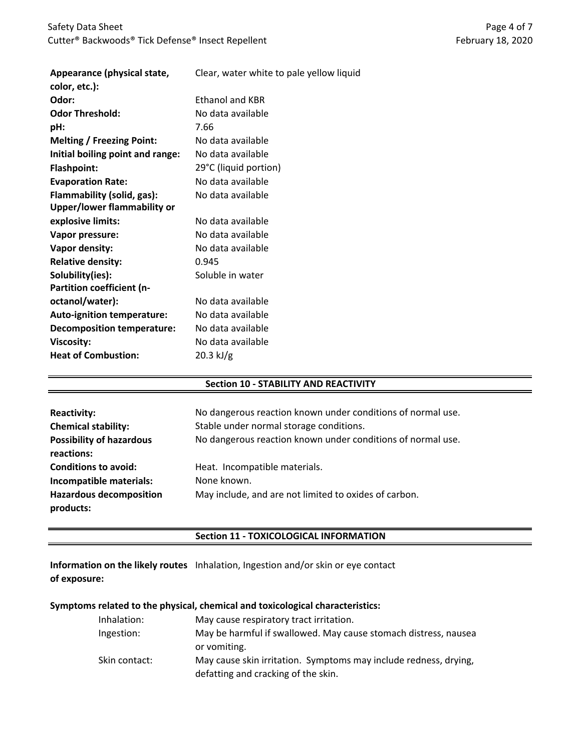| | |
|---|---|
| **Appearance (physical state, color, etc.):** | Clear, water white to pale yellow liquid |
| **Odor:** | Ethanol and KBR |
| **Odor Threshold:** | No data available |
| **pH:** | 7.66 |
| **Melting / Freezing Point:** | No data available |
| **Initial boiling point and range:** | No data available |
| **Flashpoint:** | 29°C (liquid portion) |
| **Evaporation Rate:** | No data available |
| **Flammability (solid, gas):** | No data available |
| **Upper/lower flammability or explosive limits:** | No data available |
| **Vapor pressure:** | No data available |
| **Vapor density:** | No data available |
| **Relative density:** | 0.945 |
| **Solubility(ies):** | Soluble in water |
| **Partition coefficient (n-octanol/water):** | No data available |
| **Auto-ignition temperature:** | No data available |
| **Decomposition temperature:** | No data available |
| **Viscosity:** | No data available |
| **Heat of Combustion:** | 20.3 kJ/g |

## Section 10 - STABILITY AND REACTIVITY

| | |
|---|---|
| **Reactivity:** | No dangerous reaction known under conditions of normal use. |
| **Chemical stability:** | Stable under normal storage conditions. |
| **Possibility of hazardous reactions:** | No dangerous reaction known under conditions of normal use. |
| **Conditions to avoid:** | Heat. Incompatible materials. |
| **Incompatible materials:** | None known. |
| **Hazardous decomposition products:** | May include, and are not limited to oxides of carbon. |

## Section 11 - TOXICOLOGICAL INFORMATION

**Information on the likely routes of exposure:** Inhalation, Ingestion and/or skin or eye contact

**Symptoms related to the physical, chemical and toxicological characteristics:**

| | |
|---|---|
| Inhalation: | May cause respiratory tract irritation. |
| Ingestion: | May be harmful if swallowed. May cause stomach distress, nausea or vomiting. |
| Skin contact: | May cause skin irritation. Symptoms may include redness, drying, defatting and cracking of the skin. |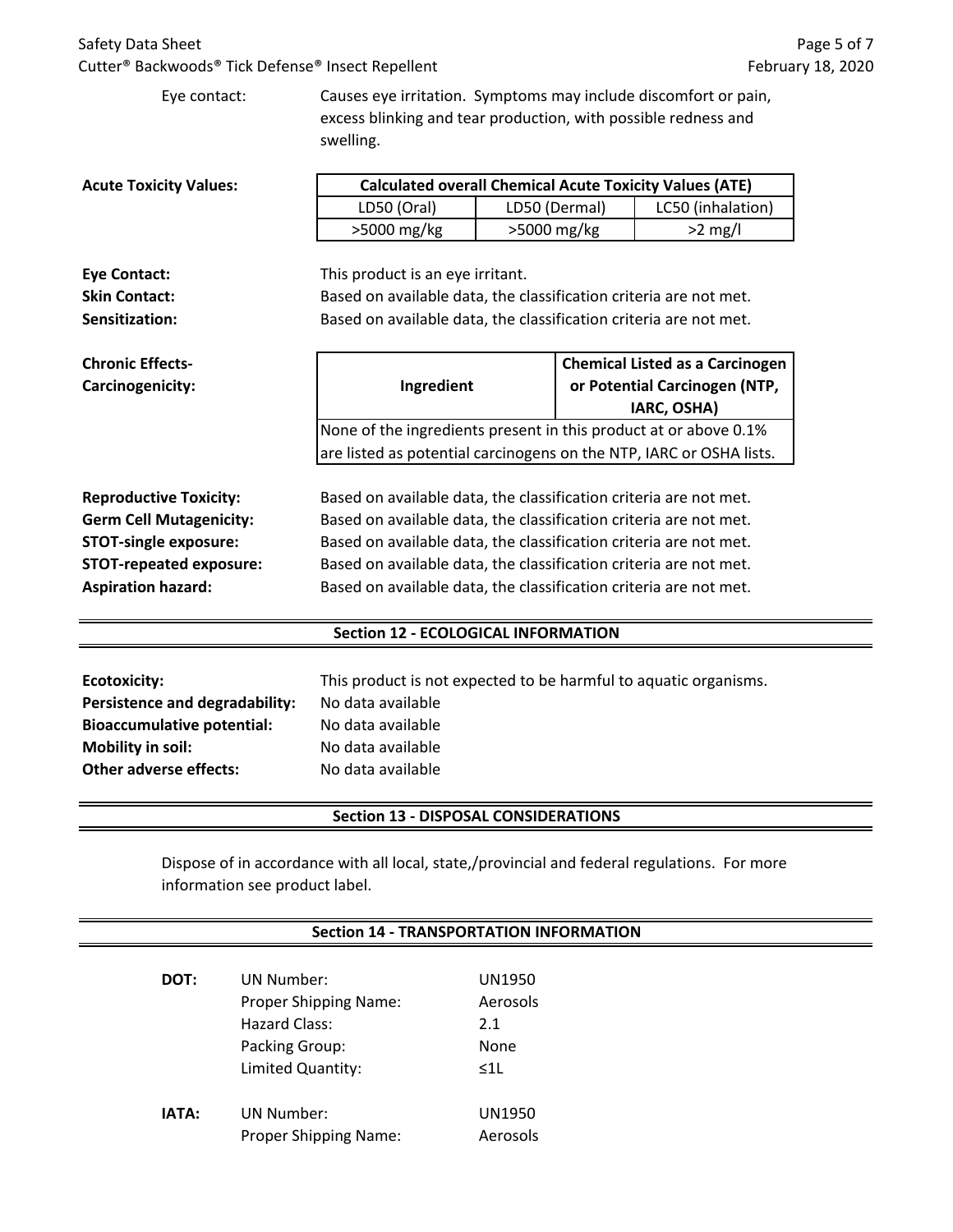Eye contact: Causes eye irritation. Symptoms may include discomfort or pain, excess blinking and tear production, with possible redness and swelling.

**Acute Toxicity Values:**

| Calculated overall Chemical Acute Toxicity Values (ATE) | | |
|---|---|---|
| LD50 (Oral) | LD50 (Dermal) | LC50 (inhalation) |
| >5000 mg/kg | >5000 mg/kg | >2 mg/l |

**Eye Contact:** This product is an eye irritant.
**Skin Contact:** Based on available data, the classification criteria are not met.
**Sensitization:** Based on available data, the classification criteria are not met.

**Chronic Effects-Carcinogenicity:**

| Ingredient | Chemical Listed as a Carcinogen or Potential Carcinogen (NTP, IARC, OSHA) |
|---|---|
| None of the ingredients present in this product at or above 0.1% are listed as potential carcinogens on the NTP, IARC or OSHA lists. | |

**Reproductive Toxicity:** Based on available data, the classification criteria are not met.
**Germ Cell Mutagenicity:** Based on available data, the classification criteria are not met.
**STOT-single exposure:** Based on available data, the classification criteria are not met.
**STOT-repeated exposure:** Based on available data, the classification criteria are not met.
**Aspiration hazard:** Based on available data, the classification criteria are not met.

## Section 12 - ECOLOGICAL INFORMATION

**Ecotoxicity:** This product is not expected to be harmful to aquatic organisms.
**Persistence and degradability:** No data available
**Bioaccumulative potential:** No data available
**Mobility in soil:** No data available
**Other adverse effects:** No data available

## Section 13 - DISPOSAL CONSIDERATIONS

Dispose of in accordance with all local, state,/provincial and federal regulations. For more information see product label.

## Section 14 - TRANSPORTATION INFORMATION

**DOT:**

UN Number: UN1950
Proper Shipping Name: Aerosols
Hazard Class: 2.1
Packing Group: None
Limited Quantity: ≤1L

**IATA:**

UN Number: UN1950
Proper Shipping Name: Aerosols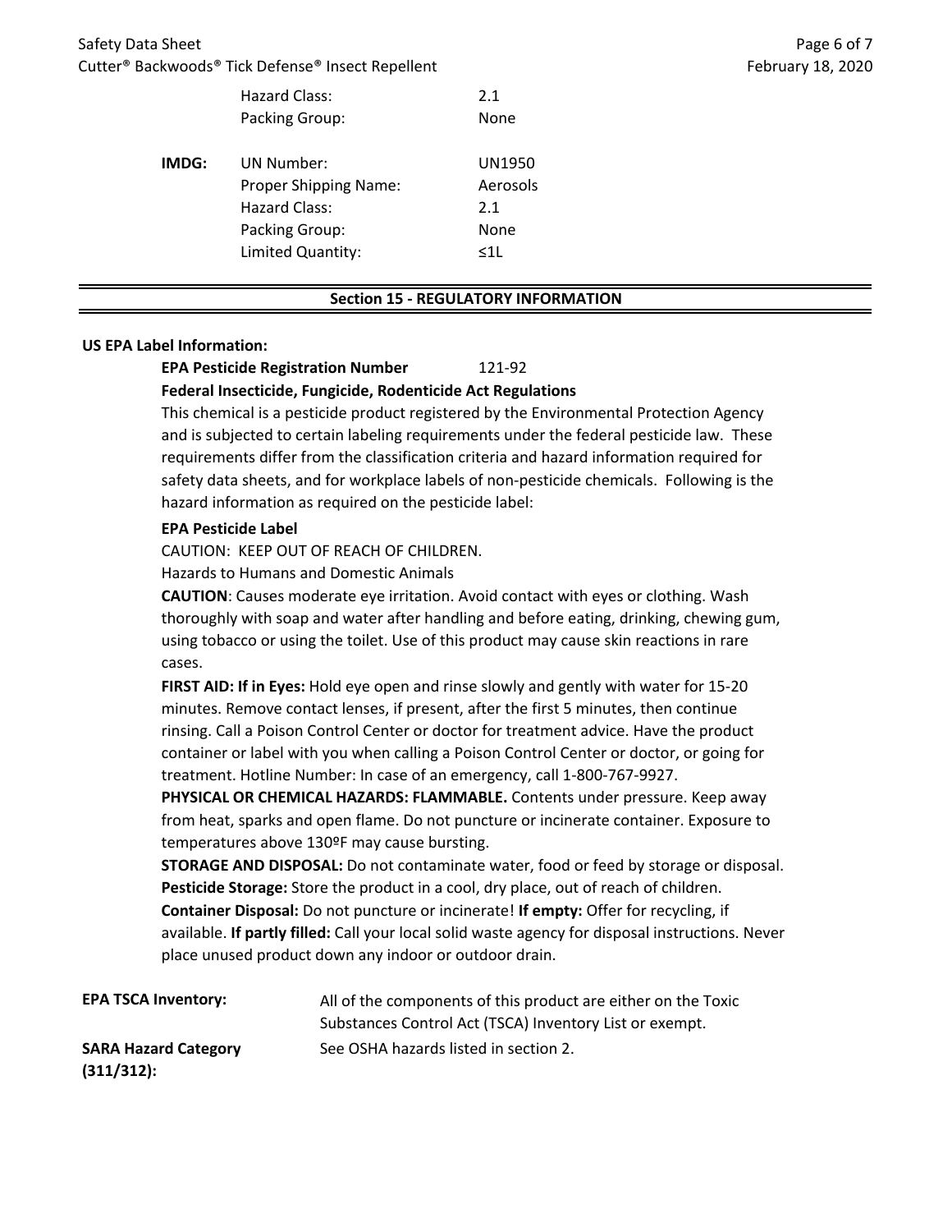| | | |
|---|---|---|
| | Hazard Class: | 2.1 |
| | Packing Group: | None |
| **IMDG:** | UN Number: | UN1950 |
| | Proper Shipping Name: | Aerosols |
| | Hazard Class: | 2.1 |
| | Packing Group: | None |
| | Limited Quantity: | ≤1L |

## Section 15 - REGULATORY INFORMATION

**US EPA Label Information:**

**EPA Pesticide Registration Number** 121-92

**Federal Insecticide, Fungicide, Rodenticide Act Regulations**

This chemical is a pesticide product registered by the Environmental Protection Agency and is subjected to certain labeling requirements under the federal pesticide law. These requirements differ from the classification criteria and hazard information required for safety data sheets, and for workplace labels of non-pesticide chemicals. Following is the hazard information as required on the pesticide label:

**EPA Pesticide Label**

CAUTION: KEEP OUT OF REACH OF CHILDREN.

Hazards to Humans and Domestic Animals

**CAUTION**: Causes moderate eye irritation. Avoid contact with eyes or clothing. Wash thoroughly with soap and water after handling and before eating, drinking, chewing gum, using tobacco or using the toilet. Use of this product may cause skin reactions in rare cases.

**FIRST AID: If in Eyes:** Hold eye open and rinse slowly and gently with water for 15-20 minutes. Remove contact lenses, if present, after the first 5 minutes, then continue rinsing. Call a Poison Control Center or doctor for treatment advice. Have the product container or label with you when calling a Poison Control Center or doctor, or going for treatment. Hotline Number: In case of an emergency, call 1-800-767-9927.

**PHYSICAL OR CHEMICAL HAZARDS: FLAMMABLE.** Contents under pressure. Keep away from heat, sparks and open flame. Do not puncture or incinerate container. Exposure to temperatures above 130ºF may cause bursting.

**STORAGE AND DISPOSAL:** Do not contaminate water, food or feed by storage or disposal. **Pesticide Storage:** Store the product in a cool, dry place, out of reach of children. **Container Disposal:** Do not puncture or incinerate! **If empty:** Offer for recycling, if available. **If partly filled:** Call your local solid waste agency for disposal instructions. Never place unused product down any indoor or outdoor drain.

| | |
|---|---|
| **EPA TSCA Inventory:** | All of the components of this product are either on the Toxic Substances Control Act (TSCA) Inventory List or exempt. |
| **SARA Hazard Category (311/312):** | See OSHA hazards listed in section 2. |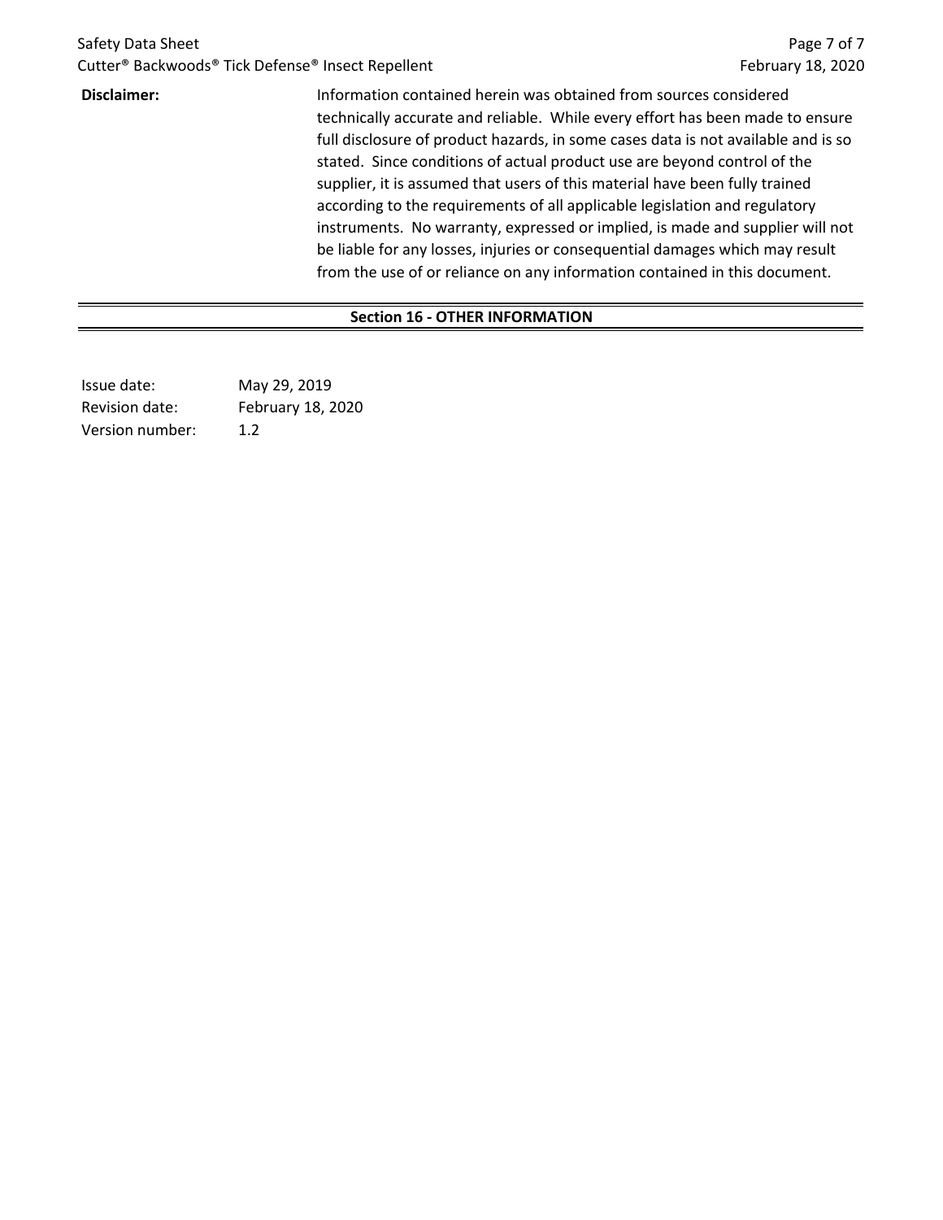**Disclaimer:** Information contained herein was obtained from sources considered technically accurate and reliable. While every effort has been made to ensure full disclosure of product hazards, in some cases data is not available and is so stated. Since conditions of actual product use are beyond control of the supplier, it is assumed that users of this material have been fully trained according to the requirements of all applicable legislation and regulatory instruments. No warranty, expressed or implied, is made and supplier will not be liable for any losses, injuries or consequential damages which may result from the use of or reliance on any information contained in this document.

## Section 16 - OTHER INFORMATION

Issue date: May 29, 2019
Revision date: February 18, 2020
Version number: 1.2